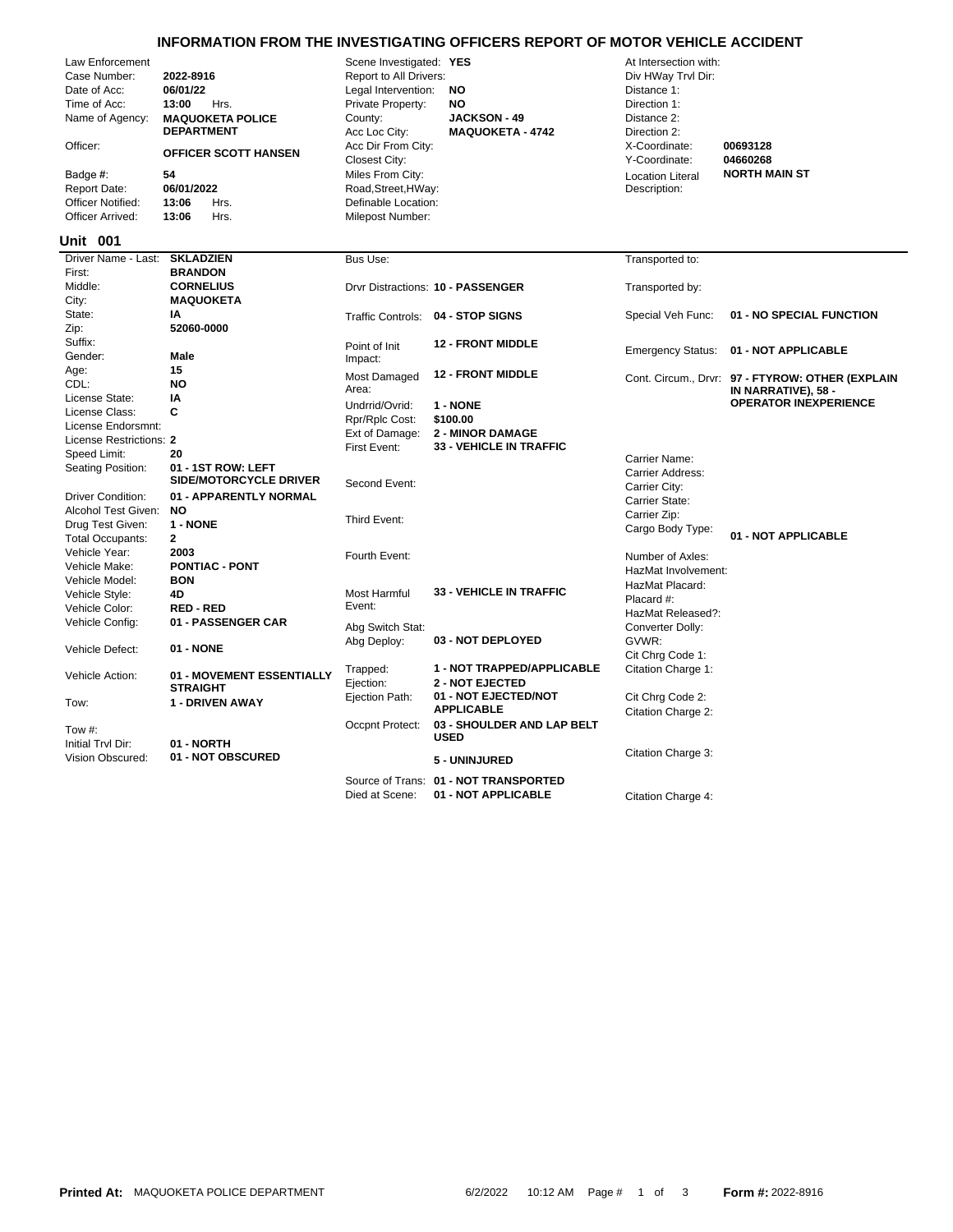# INFORMATION FROM THE INVESTIGATING OFFICERS REPORT OF MOTOR VEHICLE ACCIDENT

| Field | Value | Field | Value | Field | Value |
|---|---|---|---|---|---|
| Law Enforcement Case Number: | **2022-8916** | Scene Investigated: | **YES** | At Intersection with: | |
| Date of Acc: | **06/01/22** | Report to All Drivers: | | Div HWay Trvl Dir: | |
| Time of Acc: | **13:00** Hrs. | Legal Intervention: | **NO** | Distance 1: | |
| Name of Agency: | **MAQUOKETA POLICE DEPARTMENT** | Private Property: | **NO** | Direction 1: | |
| Officer: | **OFFICER SCOTT HANSEN** | County: | **JACKSON - 49** | Distance 2: | |
| Badge #: | **54** | Acc Loc City: | **MAQUOKETA - 4742** | Direction 2: | |
| Report Date: | **06/01/2022** | Acc Dir From City: | | X-Coordinate: | **00693128** |
| Officer Notified: | **13:06** Hrs. | Closest City: | | Y-Coordinate: | **04660268** |
| Officer Arrived: | **13:06** Hrs. | Miles From City: | | Location Literal Description: | **NORTH MAIN ST** |
| | | Road,Street,HWay: | | | |
| | | Definable Location: | | | |
| | | Milepost Number: | | | |

## Unit 001

| Field | Value | Field | Value | Field | Value |
|---|---|---|---|---|---|
| Driver Name - Last: | **SKLADZIEN** | Bus Use: | | Transported to: | |
| First: | **BRANDON** | Drvr Distractions: | **10 - PASSENGER** | Transported by: | |
| Middle: | **CORNELIUS** | Traffic Controls: | **04 - STOP SIGNS** | Special Veh Func: | **01 - NO SPECIAL FUNCTION** |
| City: | **MAQUOKETA** | Point of Init Impact: | **12 - FRONT MIDDLE** | Emergency Status: | **01 - NOT APPLICABLE** |
| State: | **IA** | Most Damaged Area: | **12 - FRONT MIDDLE** | Cont. Circum., Drvr: | **97 - FTYROW: OTHER (EXPLAIN IN NARRATIVE), 58 - OPERATOR INEXPERIENCE** |
| Zip: | **52060-0000** | Undrrid/Ovrid: | **1 - NONE** | | |
| Suffix: | | Rpr/Rplc Cost: | **$100.00** | | |
| Gender: | **Male** | Ext of Damage: | **2 - MINOR DAMAGE** | | |
| Age: | **15** | First Event: | **33 - VEHICLE IN TRAFFIC** | Carrier Name: | |
| CDL: | **NO** | Second Event: | | Carrier Address: | |
| License State: | **IA** | Third Event: | | Carrier City: | |
| License Class: | **C** | Fourth Event: | | Carrier State: | |
| License Endorsmnt: | | Most Harmful Event: | **33 - VEHICLE IN TRAFFIC** | Carrier Zip: | |
| License Restrictions: | **2** | Abg Switch Stat: | | Cargo Body Type: | **01 - NOT APPLICABLE** |
| Speed Limit: | **20** | Abg Deploy: | **03 - NOT DEPLOYED** | Number of Axles: | |
| Seating Position: | **01 - 1ST ROW: LEFT SIDE/MOTORCYCLE DRIVER** | Trapped: | **1 - NOT TRAPPED/APPLICABLE** | HazMat Involvement: | |
| Driver Condition: | **01 - APPARENTLY NORMAL** | Ejection: | **2 - NOT EJECTED** | HazMat Placard: | |
| Alcohol Test Given: | **NO** | Ejection Path: | **01 - NOT EJECTED/NOT APPLICABLE** | Placard #: | |
| Drug Test Given: | **1 - NONE** | Occpnt Protect: | **03 - SHOULDER AND LAP BELT USED** | HazMat Released?: | |
| Total Occupants: | **2** | | **5 - UNINJURED** | Converter Dolly: | |
| Vehicle Year: | **2003** | Source of Trans: | **01 - NOT TRANSPORTED** | GVWR: | |
| Vehicle Make: | **PONTIAC - PONT** | Died at Scene: | **01 - NOT APPLICABLE** | Cit Chrg Code 1: | |
| Vehicle Model: | **BON** | | | Citation Charge 1: | |
| Vehicle Style: | **4D** | | | Cit Chrg Code 2: | |
| Vehicle Color: | **RED - RED** | | | Citation Charge 2: | |
| Vehicle Config: | **01 - PASSENGER CAR** | | | Citation Charge 3: | |
| Vehicle Defect: | **01 - NONE** | | | Citation Charge 4: | |
| Vehicle Action: | **01 - MOVEMENT ESSENTIALLY STRAIGHT** | | | | |
| Tow: | **1 - DRIVEN AWAY** | | | | |
| Tow #: | | | | | |
| Initial Trvl Dir: | **01 - NORTH** | | | | |
| Vision Obscured: | **01 - NOT OBSCURED** | | | | |

Printed At: MAQUOKETA POLICE DEPARTMENT 6/2/2022 10:12 AM Form #: 2022-8916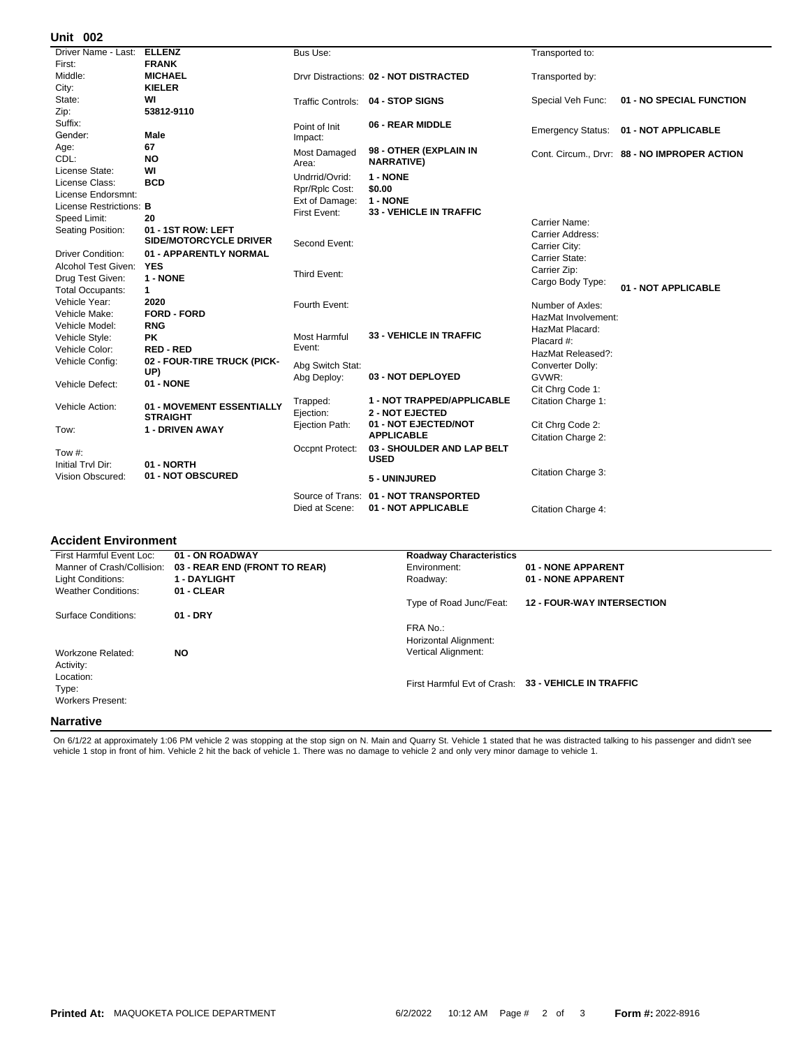## Unit 002

| Field | Value |
|---|---|
| Driver Name - Last: | ELLENZ |
| First: | FRANK |
| Middle: | MICHAEL |
| City: | KIELER |
| State: | WI |
| Zip: | 53812-9110 |
| Suffix: | |
| Gender: | Male |
| Age: | 67 |
| CDL: | NO |
| License State: | WI |
| License Class: | BCD |
| License Endorsmnt: | |
| License Restrictions: | B |
| Speed Limit: | 20 |
| Seating Position: | 01 - 1ST ROW: LEFT SIDE/MOTORCYCLE DRIVER |
| Driver Condition: | 01 - APPARENTLY NORMAL |
| Alcohol Test Given: | YES |
| Drug Test Given: | 1 - NONE |
| Total Occupants: | 1 |
| Vehicle Year: | 2020 |
| Vehicle Make: | FORD - FORD |
| Vehicle Model: | RNG |
| Vehicle Style: | PK |
| Vehicle Color: | RED - RED |
| Vehicle Config: | 02 - FOUR-TIRE TRUCK (PICK-UP) |
| Vehicle Defect: | 01 - NONE |
| Vehicle Action: | 01 - MOVEMENT ESSENTIALLY STRAIGHT |
| Tow: | 1 - DRIVEN AWAY |
| Tow #: | |
| Initial Trvl Dir: | 01 - NORTH |
| Vision Obscured: | 01 - NOT OBSCURED |

| Field | Value |
|---|---|
| Bus Use: | |
| Drvr Distractions: | 02 - NOT DISTRACTED |
| Traffic Controls: | 04 - STOP SIGNS |
| Point of Init Impact: | 06 - REAR MIDDLE |
| Most Damaged Area: | 98 - OTHER (EXPLAIN IN NARRATIVE) |
| Undrrid/Ovrid: | 1 - NONE |
| Rpr/Rplc Cost: | $0.00 |
| Ext of Damage: | 1 - NONE |
| First Event: | 33 - VEHICLE IN TRAFFIC |
| Second Event: | |
| Third Event: | |
| Fourth Event: | |
| Most Harmful Event: | 33 - VEHICLE IN TRAFFIC |
| Abg Switch Stat: | |
| Abg Deploy: | 03 - NOT DEPLOYED |
| Trapped: | 1 - NOT TRAPPED/APPLICABLE |
| Ejection: | 2 - NOT EJECTED |
| Ejection Path: | 01 - NOT EJECTED/NOT APPLICABLE |
| Occpnt Protect: | 03 - SHOULDER AND LAP BELT USED |
| | 5 - UNINJURED |
| Source of Trans: | 01 - NOT TRANSPORTED |
| Died at Scene: | 01 - NOT APPLICABLE |

| Field | Value |
|---|---|
| Transported to: | |
| Transported by: | |
| Special Veh Func: | 01 - NO SPECIAL FUNCTION |
| Emergency Status: | 01 - NOT APPLICABLE |
| Cont. Circum., Drvr: | 88 - NO IMPROPER ACTION |
| Carrier Name: | |
| Carrier Address: | |
| Carrier City: | |
| Carrier State: | |
| Carrier Zip: | |
| Cargo Body Type: | 01 - NOT APPLICABLE |
| Number of Axles: | |
| HazMat Involvement: | |
| HazMat Placard: | |
| Placard #: | |
| HazMat Released?: | |
| Converter Dolly: | |
| GVWR: | |
| Cit Chrg Code 1: | |
| Citation Charge 1: | |
| Cit Chrg Code 2: | |
| Citation Charge 2: | |
| Citation Charge 3: | |
| Citation Charge 4: | |

## Accident Environment

| Field | Value |
|---|---|
| First Harmful Event Loc: | 01 - ON ROADWAY |
| Manner of Crash/Collision: | 03 - REAR END (FRONT TO REAR) |
| Light Conditions: | 1 - DAYLIGHT |
| Weather Conditions: | 01 - CLEAR |
| Surface Conditions: | 01 - DRY |
| Workzone Related: | NO |
| Activity: | |
| Location: | |
| Type: | |
| Workers Present: | |

| Roadway Characteristics | |
|---|---|
| Environment: | 01 - NONE APPARENT |
| Roadway: | 01 - NONE APPARENT |
| Type of Road Junc/Feat: | 12 - FOUR-WAY INTERSECTION |
| FRA No.: | |
| Horizontal Alignment: | |
| Vertical Alignment: | |
| First Harmful Evt of Crash: | 33 - VEHICLE IN TRAFFIC |

## Narrative

On 6/1/22 at approximately 1:06 PM vehicle 2 was stopping at the stop sign on N. Main and Quarry St. Vehicle 1 stated that he was distracted talking to his passenger and didn't see vehicle 1 stop in front of him. Vehicle 2 hit the back of vehicle 1. There was no damage to vehicle 2 and only very minor damage to vehicle 1.

Printed At: MAQUOKETA POLICE DEPARTMENT 6/2/2022 10:12 AM Form #: 2022-8916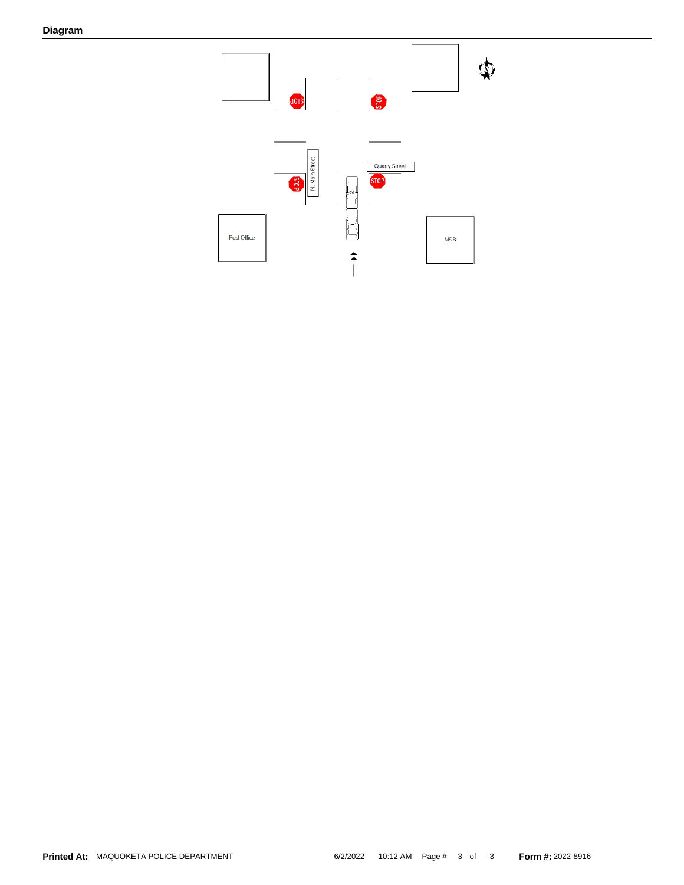**Diagram**

STOP

STOP

N. Main Street

Quarry Street

STOP

STOP

Post Office

MSB

2

1